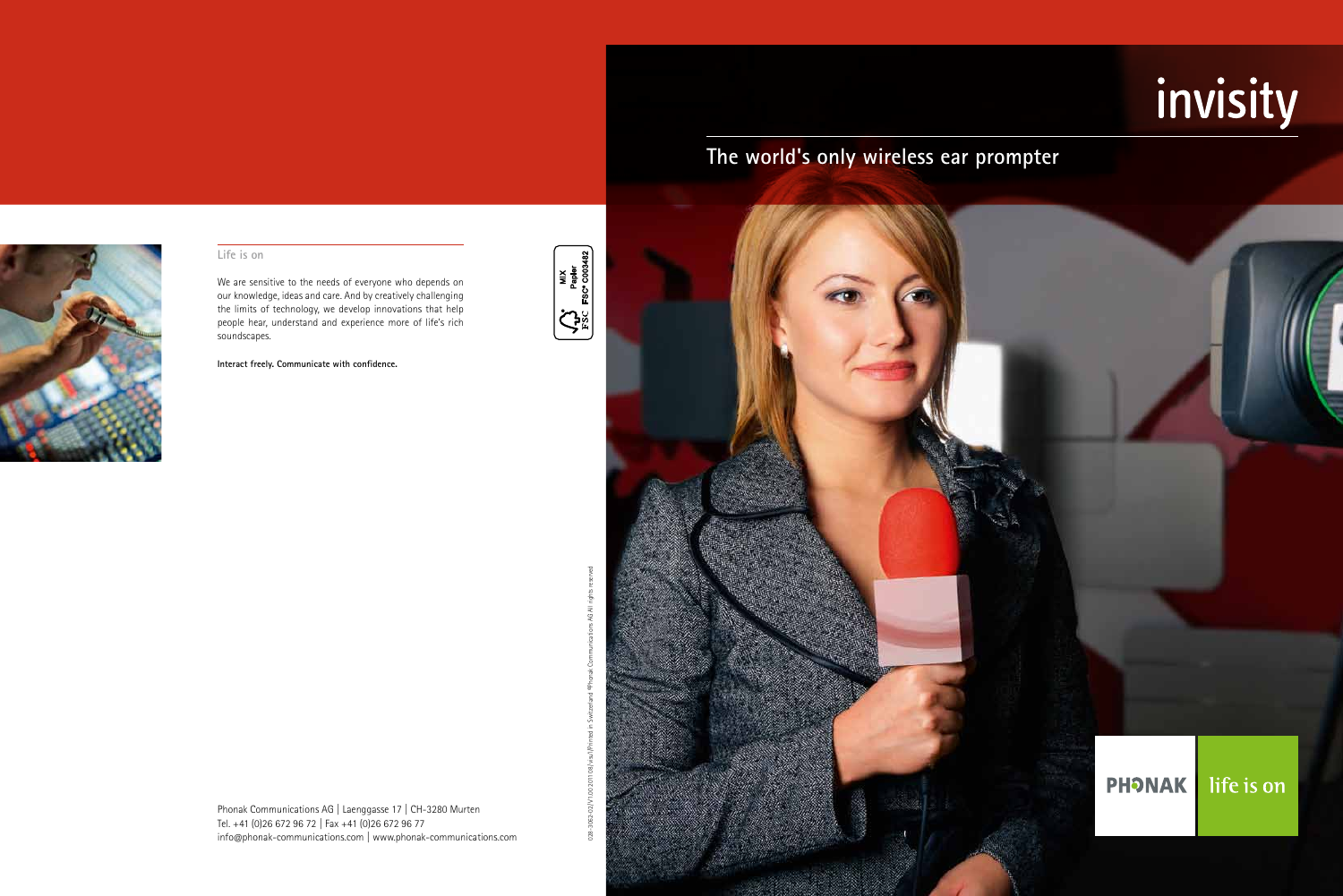# invisity

## The world's only wireless ear prompter

Life is on

We are sensitive to the needs of everyone who depends on our knowledge, ideas and care. And by creatively challenging the limits of technology, we develop innovations that help people hear, understand and experience more of life's rich soundscapes.

**Interact freely. Communicate with confidence.**

MIX Papier FSC® C003482

028-3062-02/V1.00/2011-08/vsu/Printed in Switzerland ©Phonak Communications AG All rights reserved

Phonak Communications AG | Laenggasse 17 | CH-3280 Murten
Tel. +41 (0)26 672 96 72 | Fax +41 (0)26 672 96 77
info@phonak-communications.com | www.phonak-communications.com

PHONAK life is on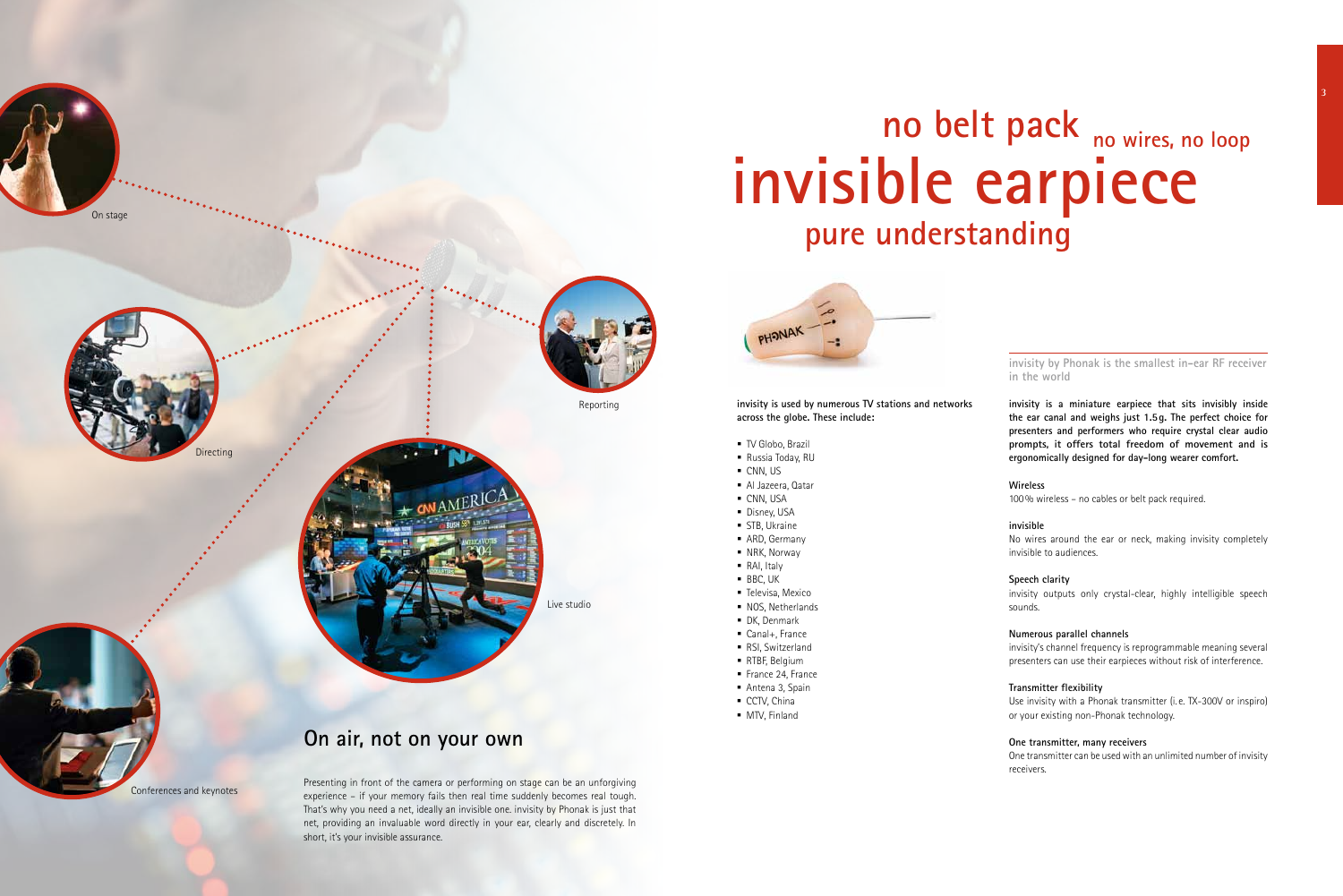# no belt pack no wires, no loop

# invisible earpiece

## pure understanding

On stage

Directing

Reporting

Live studio

Conferences and keynotes

## On air, not on your own

Presenting in front of the camera or performing on stage can be an unforgiving experience – if your memory fails then real time suddenly becomes real tough. That's why you need a net, ideally an invisible one. invisity by Phonak is just that net, providing an invaluable word directly in your ear, clearly and discretely. In short, it's your invisible assurance.

**invisity is used by numerous TV stations and networks across the globe. These include:**

- TV Globo, Brazil
- Russia Today, RU
- CNN, US
- Al Jazeera, Qatar
- CNN, USA
- Disney, USA
- STB, Ukraine
- ARD, Germany
- NRK, Norway
- RAI, Italy
- BBC, UK
- Televisa, Mexico
- NOS, Netherlands
- DK, Denmark
- Canal+, France
- RSI, Switzerland
- RTBF, Belgium
- France 24, France
- Antena 3, Spain
- CCTV, China
- MTV, Finland

invisity by Phonak is the smallest in-ear RF receiver in the world

**invisity is a miniature earpiece that sits invisibly inside the ear canal and weighs just 1.5g. The perfect choice for presenters and performers who require crystal clear audio prompts, it offers total freedom of movement and is ergonomically designed for day-long wearer comfort.**

**Wireless**
100% wireless – no cables or belt pack required.

**invisible**
No wires around the ear or neck, making invisity completely invisible to audiences.

**Speech clarity**
invisity outputs only crystal-clear, highly intelligible speech sounds.

**Numerous parallel channels**
invisity's channel frequency is reprogrammable meaning several presenters can use their earpieces without risk of interference.

**Transmitter flexibility**
Use invisity with a Phonak transmitter (i.e. TX-300V or inspiro) or your existing non-Phonak technology.

**One transmitter, many receivers**
One transmitter can be used with an unlimited number of invisity receivers.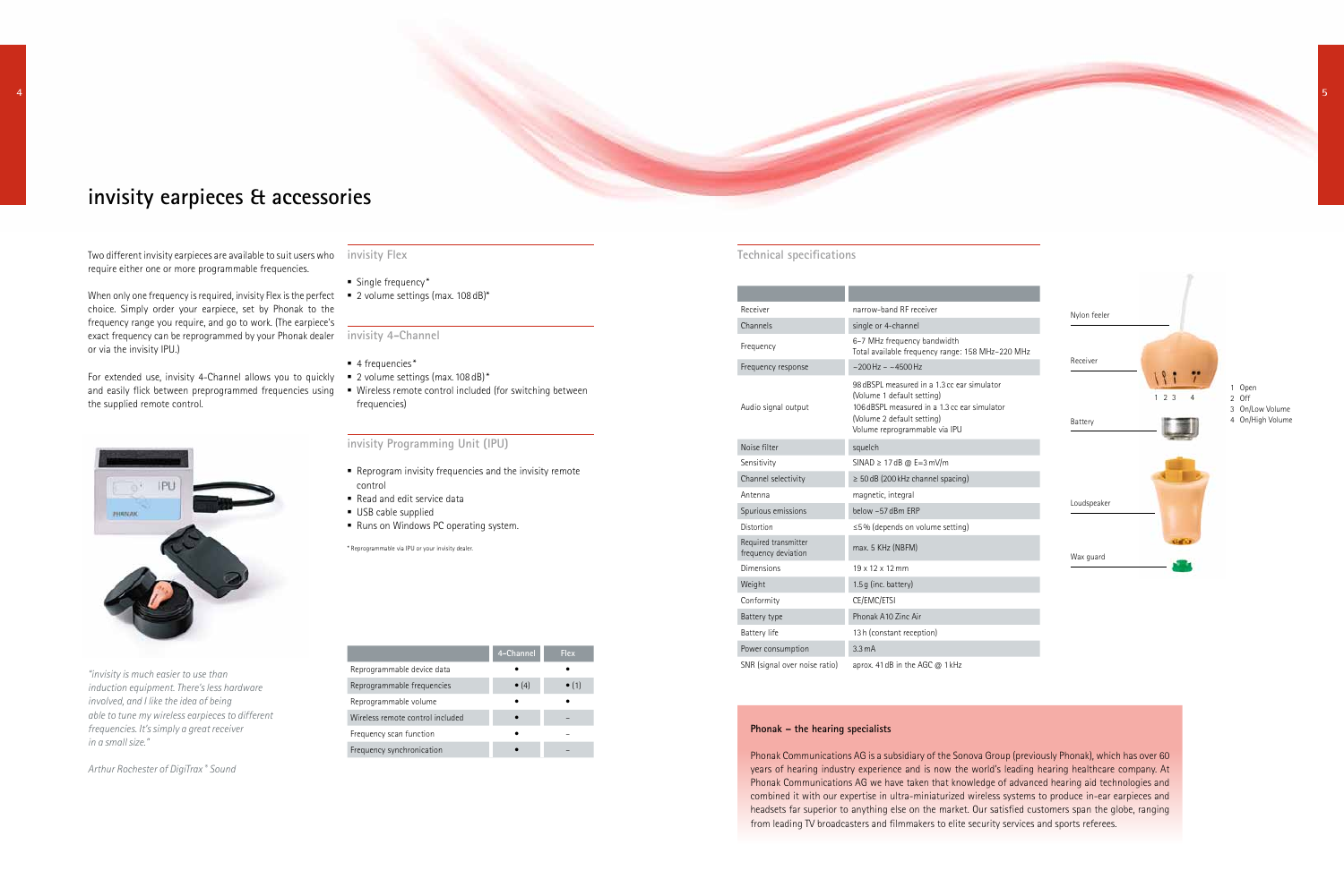# invisity earpieces & accessories

Two different invisity earpieces are available to suit users who require either one or more programmable frequencies.

When only one frequency is required, invisity Flex is the perfect choice. Simply order your earpiece, set by Phonak to the frequency range you require, and go to work. (The earpiece's exact frequency can be reprogrammed by your Phonak dealer or via the invisity IPU.)

For extended use, invisity 4-Channel allows you to quickly and easily flick between preprogrammed frequencies using the supplied remote control.

*"invisity is much easier to use than induction equipment. There's less hardware involved, and I like the idea of being able to tune my wireless earpieces to different frequencies. It's simply a great receiver in a small size."*

*Arthur Rochester of DigiTrax® Sound*

## invisity Flex

- Single frequency*
- 2 volume settings (max. 108 dB)*

## invisity 4-Channel

- 4 frequencies*
- 2 volume settings (max. 108 dB)*
- Wireless remote control included (for switching between frequencies)

## invisity Programming Unit (IPU)

- Reprogram invisity frequencies and the invisity remote control
- Read and edit service data
- USB cable supplied
- Runs on Windows PC operating system.

\* Reprogrammable via IPU or your invisity dealer.

| | 4-Channel | Flex |
|---|---|---|
| Reprogrammable device data | • | • |
| Reprogrammable frequencies | • (4) | • (1) |
| Reprogrammable volume | • | • |
| Wireless remote control included | • | – |
| Frequency scan function | • | – |
| Frequency synchronication | • | – |

## Technical specifications

| | |
|---|---|
| Receiver | narrow-band RF receiver |
| Channels | single or 4-channel |
| Frequency | 6–7 MHz frequency bandwidth<br>Total available frequency range: 158 MHz–220 MHz |
| Frequency response | ~200 Hz – ~4500 Hz |
| Audio signal output | 98 dBSPL measured in a 1.3 cc ear simulator (Volume 1 default setting)<br>106 dBSPL measured in a 1.3 cc ear simulator (Volume 2 default setting)<br>Volume reprogrammable via IPU |
| Noise filter | squelch |
| Sensitivity | SINAD ≥ 17 dB @ E=3 mV/m |
| Channel selectivity | ≥ 50 dB (200 kHz channel spacing) |
| Antenna | magnetic, integral |
| Spurious emissions | below –57 dBm ERP |
| Distortion | ≤5% (depends on volume setting) |
| Required transmitter frequency deviation | max. 5 KHz (NBFM) |
| Dimensions | 19 x 12 x 12 mm |
| Weight | 1.5 g (inc. battery) |
| Conformity | CE/EMC/ETSI |
| Battery type | Phonak A10 Zinc Air |
| Battery life | 13 h (constant reception) |
| Power consumption | 3.3 mA |
| SNR (signal over noise ratio) | aprox. 41 dB in the AGC @ 1 kHz |

Nylon feeler

Receiver

Battery

Loudspeaker

Wax guard

1 Open
2 Off
3 On/Low Volume
4 On/High Volume

**Phonak – the hearing specialists**

Phonak Communications AG is a subsidiary of the Sonova Group (previously Phonak), which has over 60 years of hearing industry experience and is now the world's leading hearing healthcare company. At Phonak Communications AG we have taken that knowledge of advanced hearing aid technologies and combined it with our expertise in ultra-miniaturized wireless systems to produce in-ear earpieces and headsets far superior to anything else on the market. Our satisfied customers span the globe, ranging from leading TV broadcasters and filmmakers to elite security services and sports referees.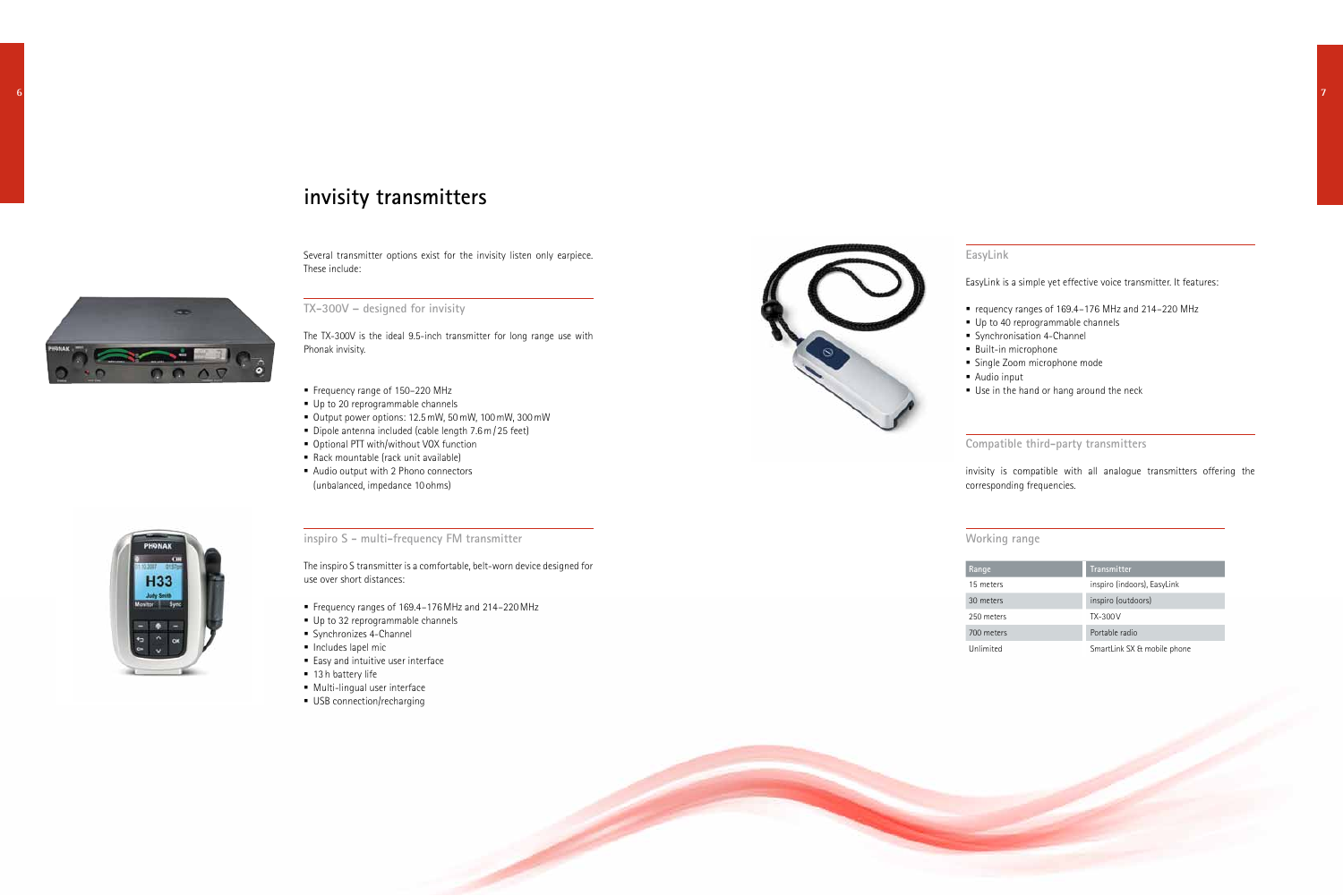# invisity transmitters

Several transmitter options exist for the invisity listen only earpiece. These include:

## TX-300V – designed for invisity

The TX-300V is the ideal 9.5-inch transmitter for long range use with Phonak invisity.

- Frequency range of 150–220 MHz
- Up to 20 reprogrammable channels
- Output power options: 12.5 mW, 50 mW, 100 mW, 300 mW
- Dipole antenna included (cable length 7.6 m / 25 feet)
- Optional PTT with/without VOX function
- Rack mountable (rack unit available)
- Audio output with 2 Phono connectors (unbalanced, impedance 10 ohms)

## inspiro S – multi-frequency FM transmitter

The inspiro S transmitter is a comfortable, belt-worn device designed for use over short distances:

- Frequency ranges of 169.4–176 MHz and 214–220 MHz
- Up to 32 reprogrammable channels
- Synchronizes 4-Channel
- Includes lapel mic
- Easy and intuitive user interface
- 13 h battery life
- Multi-lingual user interface
- USB connection/recharging

## EasyLink

EasyLink is a simple yet effective voice transmitter. It features:

- requency ranges of 169.4–176 MHz and 214–220 MHz
- Up to 40 reprogrammable channels
- Synchronisation 4-Channel
- Built-in microphone
- Single Zoom microphone mode
- Audio input
- Use in the hand or hang around the neck

## Compatible third-party transmitters

invisity is compatible with all analogue transmitters offering the corresponding frequencies.

## Working range

| Range | Transmitter |
|---|---|
| 15 meters | inspiro (indoors), EasyLink |
| 30 meters | inspiro (outdoors) |
| 250 meters | TX-300V |
| 700 meters | Portable radio |
| Unlimited | SmartLink SX & mobile phone |